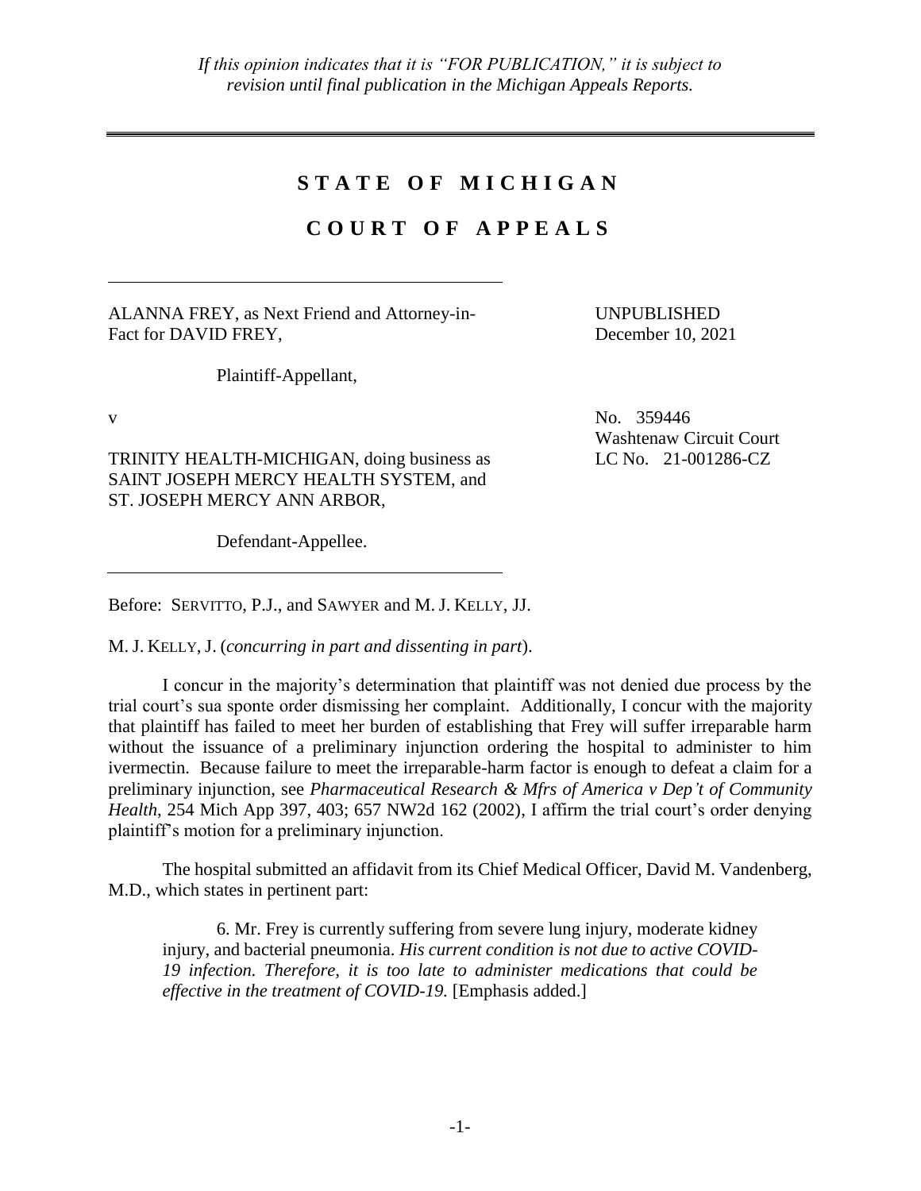*If this opinion indicates that it is "FOR PUBLICATION," it is subject to revision until final publication in the Michigan Appeals Reports.*

---

# S T A T E O F M I C H I G A N

# C O U R T O F A P P E A L S

---

ALANNA FREY, as Next Friend and Attorney-in-Fact for DAVID FREY,

Plaintiff-Appellant,

UNPUBLISHED
December 10, 2021

v

No. 359446
Washtenaw Circuit Court
LC No. 21-001286-CZ

TRINITY HEALTH-MICHIGAN, doing business as SAINT JOSEPH MERCY HEALTH SYSTEM, and ST. JOSEPH MERCY ANN ARBOR,

Defendant-Appellee.

---

Before: SERVITTO, P.J., and SAWYER and M. J. KELLY, JJ.

M. J. KELLY, J. (*concurring in part and dissenting in part*).

I concur in the majority's determination that plaintiff was not denied due process by the trial court's sua sponte order dismissing her complaint. Additionally, I concur with the majority that plaintiff has failed to meet her burden of establishing that Frey will suffer irreparable harm without the issuance of a preliminary injunction ordering the hospital to administer to him ivermectin. Because failure to meet the irreparable-harm factor is enough to defeat a claim for a preliminary injunction, see *Pharmaceutical Research & Mfrs of America v Dep't of Community Health*, 254 Mich App 397, 403; 657 NW2d 162 (2002), I affirm the trial court's order denying plaintiff's motion for a preliminary injunction.

The hospital submitted an affidavit from its Chief Medical Officer, David M. Vandenberg, M.D., which states in pertinent part:

> 6. Mr. Frey is currently suffering from severe lung injury, moderate kidney injury, and bacterial pneumonia. *His current condition is not due to active COVID-19 infection. Therefore, it is too late to administer medications that could be effective in the treatment of COVID-19.* [Emphasis added.]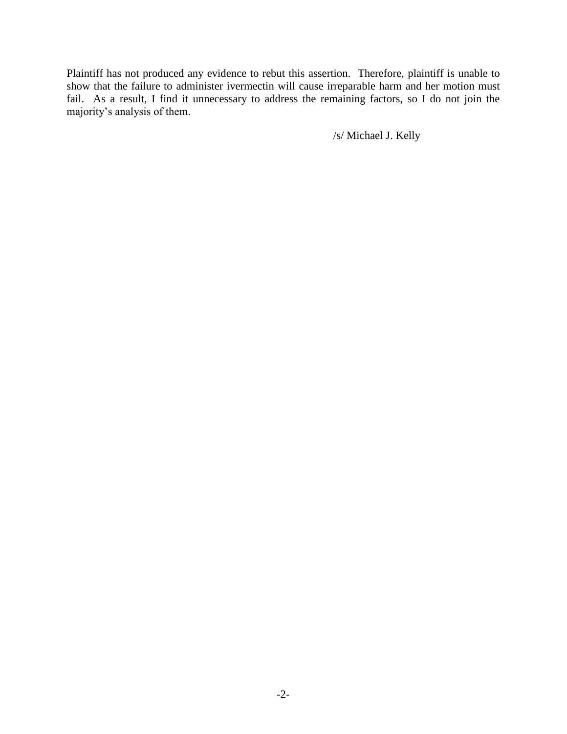Plaintiff has not produced any evidence to rebut this assertion. Therefore, plaintiff is unable to show that the failure to administer ivermectin will cause irreparable harm and her motion must fail. As a result, I find it unnecessary to address the remaining factors, so I do not join the majority's analysis of them.

/s/ Michael J. Kelly